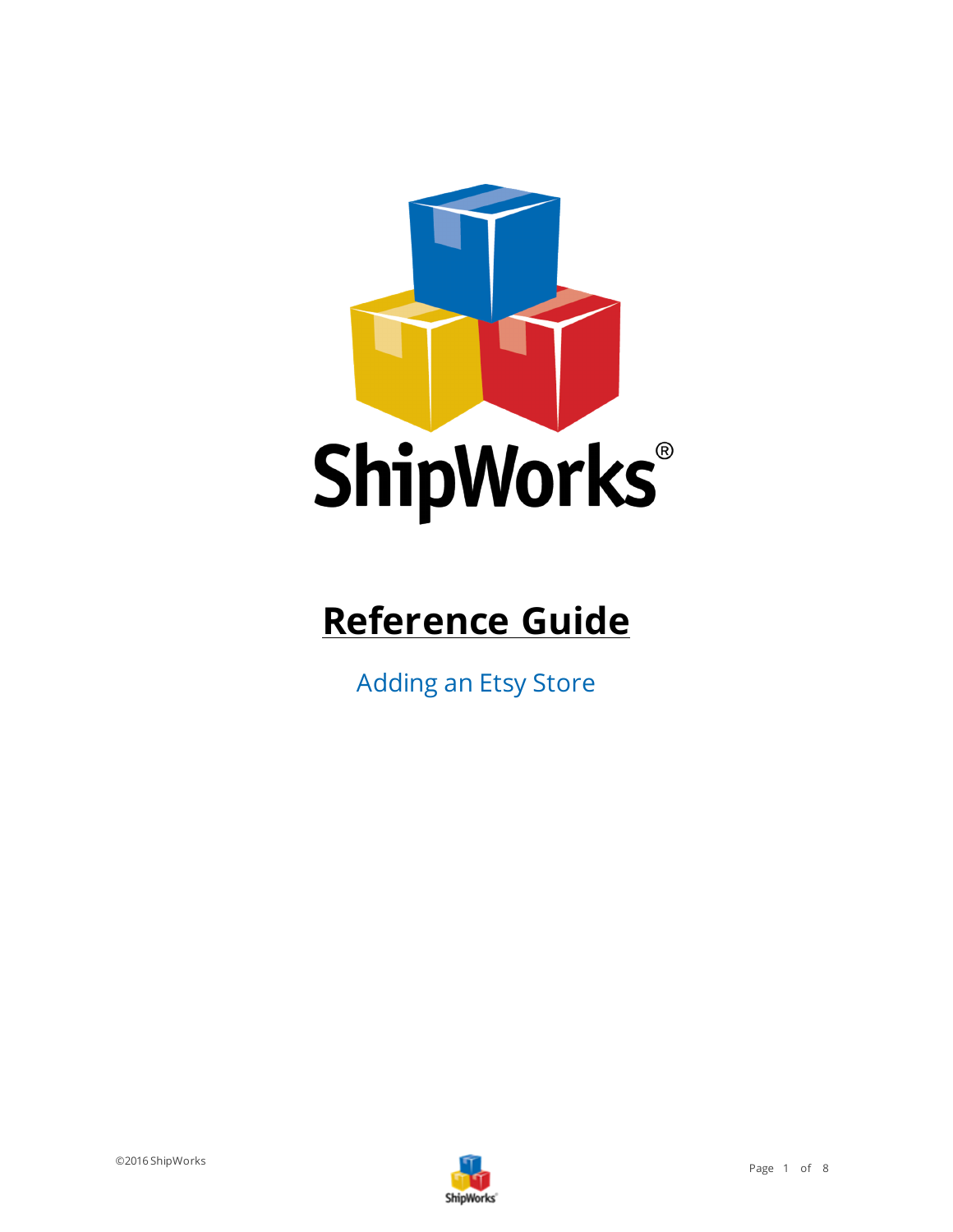ShipWorks®

# Reference Guide

Adding an Etsy Store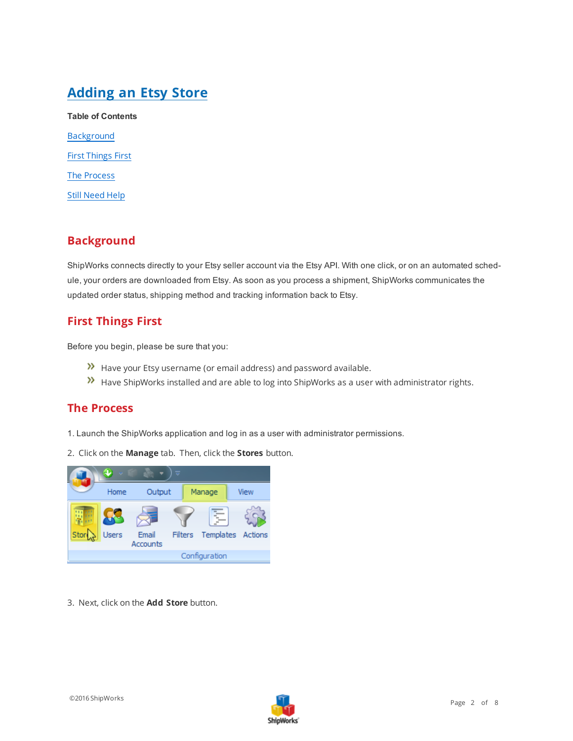# Adding an Etsy Store

**Table of Contents**

[Background](#background)

[First Things First](#first-things-first)

[The Process](#the-process)

[Still Need Help](#still-need-help)

## Background

ShipWorks connects directly to your Etsy seller account via the Etsy API. With one click, or on an automated schedule, your orders are downloaded from Etsy. As soon as you process a shipment, ShipWorks communicates the updated order status, shipping method and tracking information back to Etsy.

## First Things First

Before you begin, please be sure that you:

- Have your Etsy username (or email address) and password available.
- Have ShipWorks installed and are able to log into ShipWorks as a user with administrator rights.

## The Process

1. Launch the ShipWorks application and log in as a user with administrator permissions.

2. Click on the **Manage** tab. Then, click the **Stores** button.

3. Next, click on the **Add Store** button.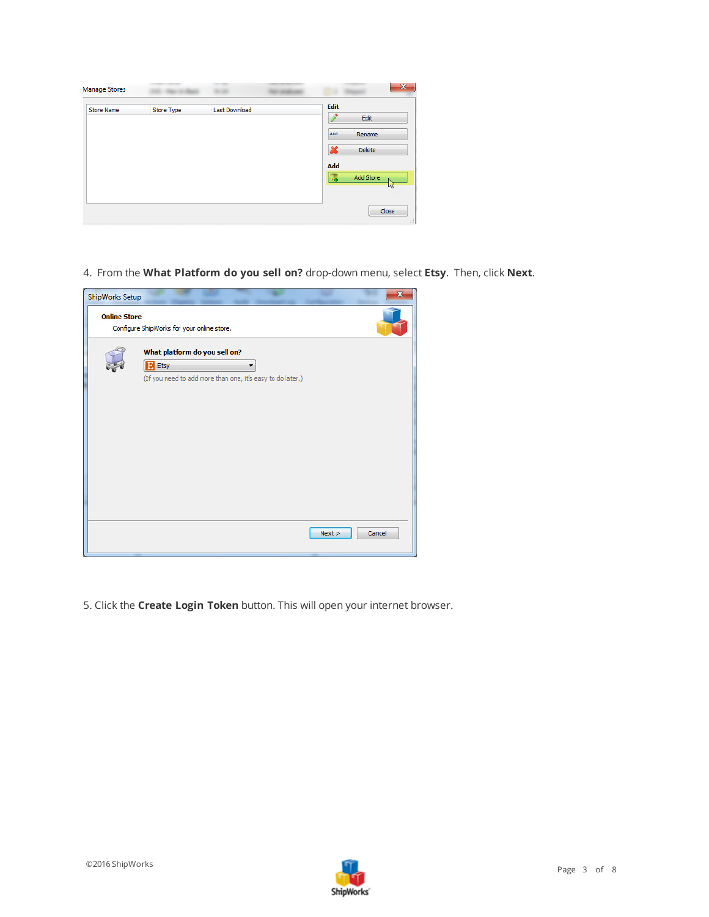4. From the **What Platform do you sell on?** drop-down menu, select **Etsy**. Then, click **Next**.

5. Click the **Create Login Token** button. This will open your internet browser.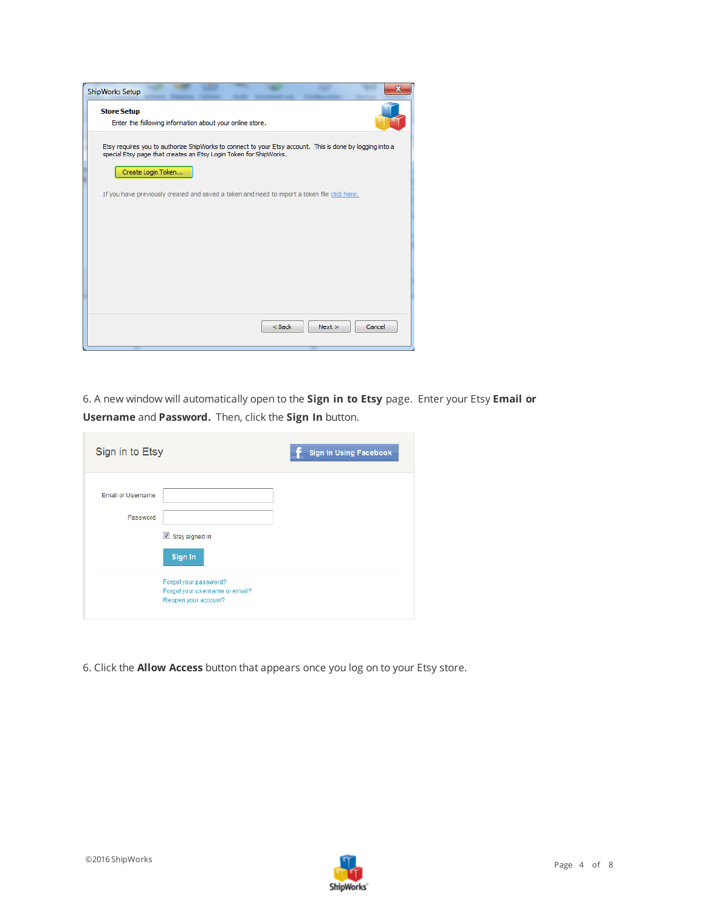6. A new window will automatically open to the **Sign in to Etsy** page. Enter your Etsy **Email or Username** and **Password.** Then, click the **Sign In** button.

6. Click the **Allow Access** button that appears once you log on to your Etsy store.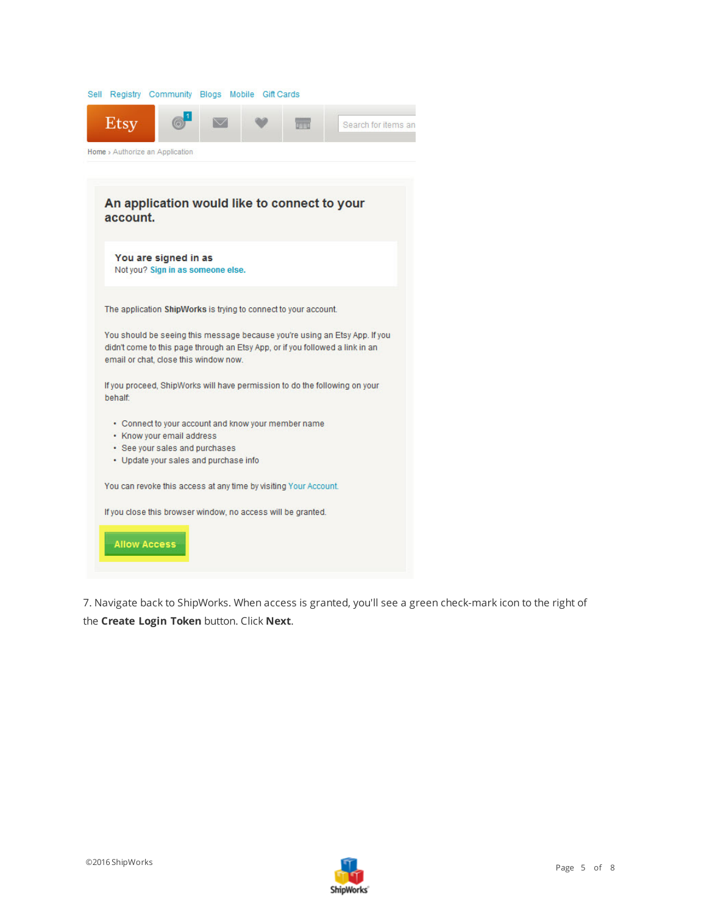Sell Registry Community Blogs Mobile Gift Cards

Etsy

Home › Authorize an Application

**An application would like to connect to your account.**

**You are signed in as**
Not you? Sign in as someone else.

The application **ShipWorks** is trying to connect to your account.

You should be seeing this message because you're using an Etsy App. If you didn't come to this page through an Etsy App, or if you followed a link in an email or chat, close this window now.

If you proceed, ShipWorks will have permission to do the following on your behalf:

- Connect to your account and know your member name
- Know your email address
- See your sales and purchases
- Update your sales and purchase info

You can revoke this access at any time by visiting Your Account.

If you close this browser window, no access will be granted.

Allow Access

7. Navigate back to ShipWorks. When access is granted, you'll see a green check-mark icon to the right of the **Create Login Token** button. Click **Next**.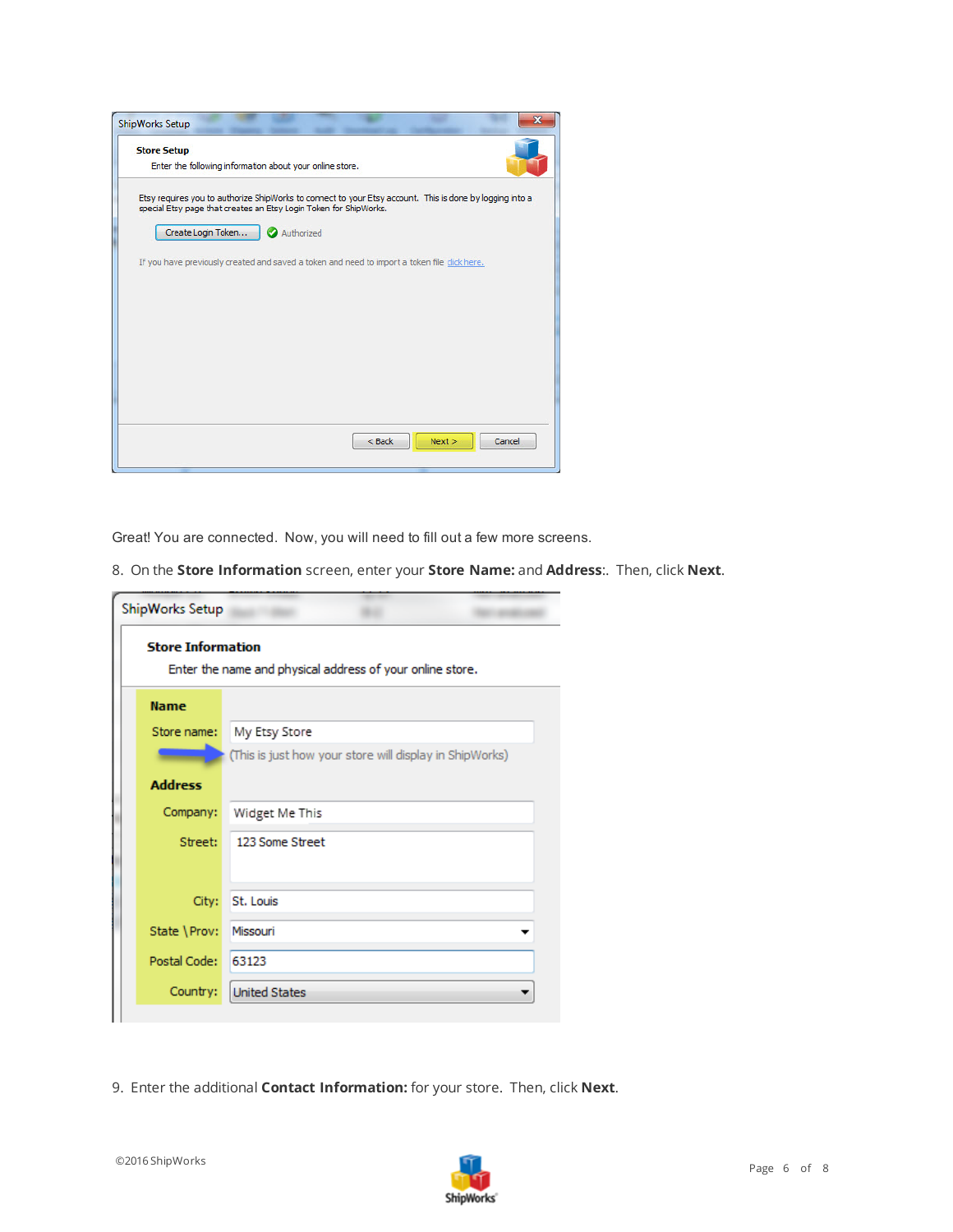Great! You are connected.  Now, you will need to fill out a few more screens.

8. On the **Store Information** screen, enter your **Store Name:** and **Address**:.  Then, click **Next**.

9. Enter the additional **Contact Information:** for your store.  Then, click **Next**.

©2016 ShipWorks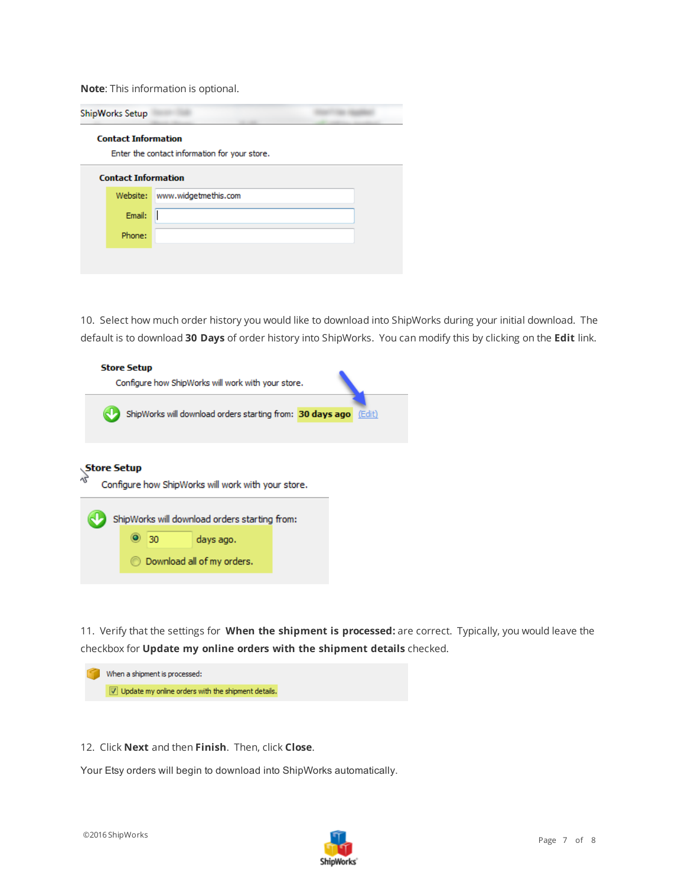**Note**: This information is optional.

ShipWorks Setup

**Contact Information**

Enter the contact information for your store.

**Contact Information**

Website: www.widgetmethis.com

Email:

Phone:

10. Select how much order history you would like to download into ShipWorks during your initial download. The default is to download **30 Days** of order history into ShipWorks. You can modify this by clicking on the **Edit** link.

**Store Setup**

Configure how ShipWorks will work with your store.

ShipWorks will download orders starting from: **30 days ago** (Edit)

**Store Setup**

Configure how ShipWorks will work with your store.

ShipWorks will download orders starting from:

30 days ago.

Download all of my orders.

11. Verify that the settings for **When the shipment is processed:** are correct. Typically, you would leave the checkbox for **Update my online orders with the shipment details** checked.

When a shipment is processed:

Update my online orders with the shipment details.

12. Click **Next** and then **Finish**. Then, click **Close**.

Your Etsy orders will begin to download into ShipWorks automatically.

©2016 ShipWorks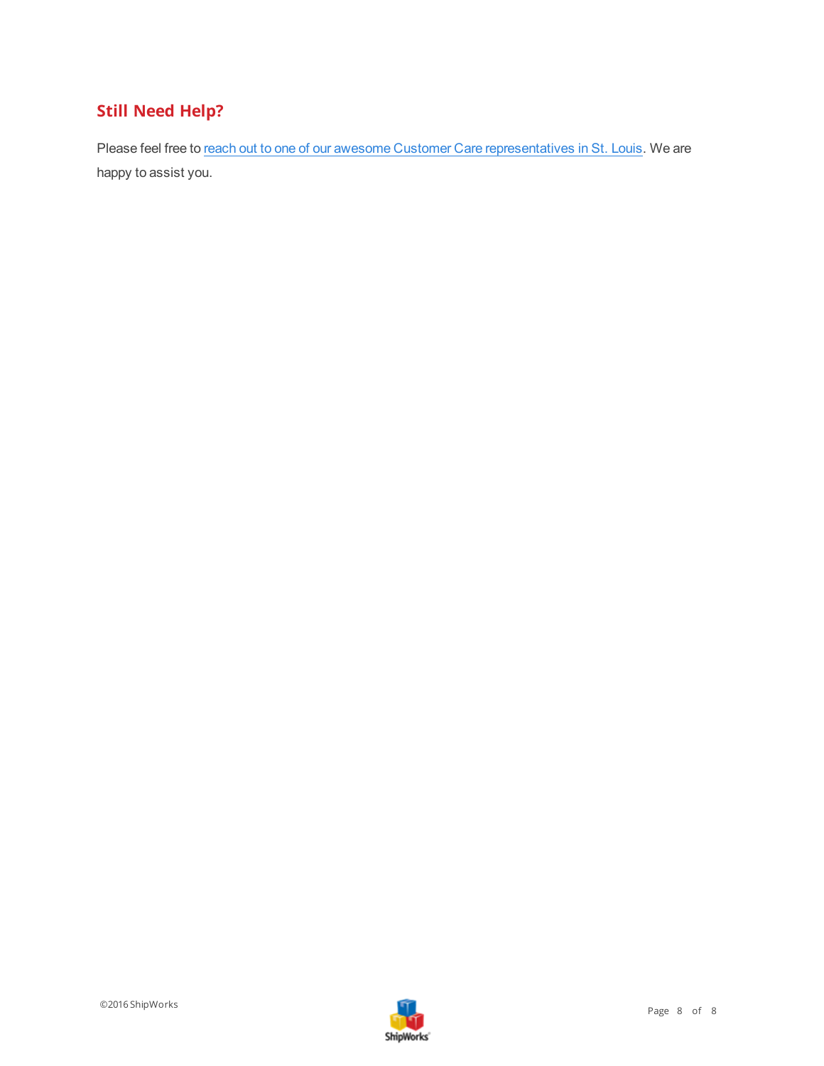## Still Need Help?

Please feel free to reach out to one of our awesome Customer Care representatives in St. Louis. We are happy to assist you.